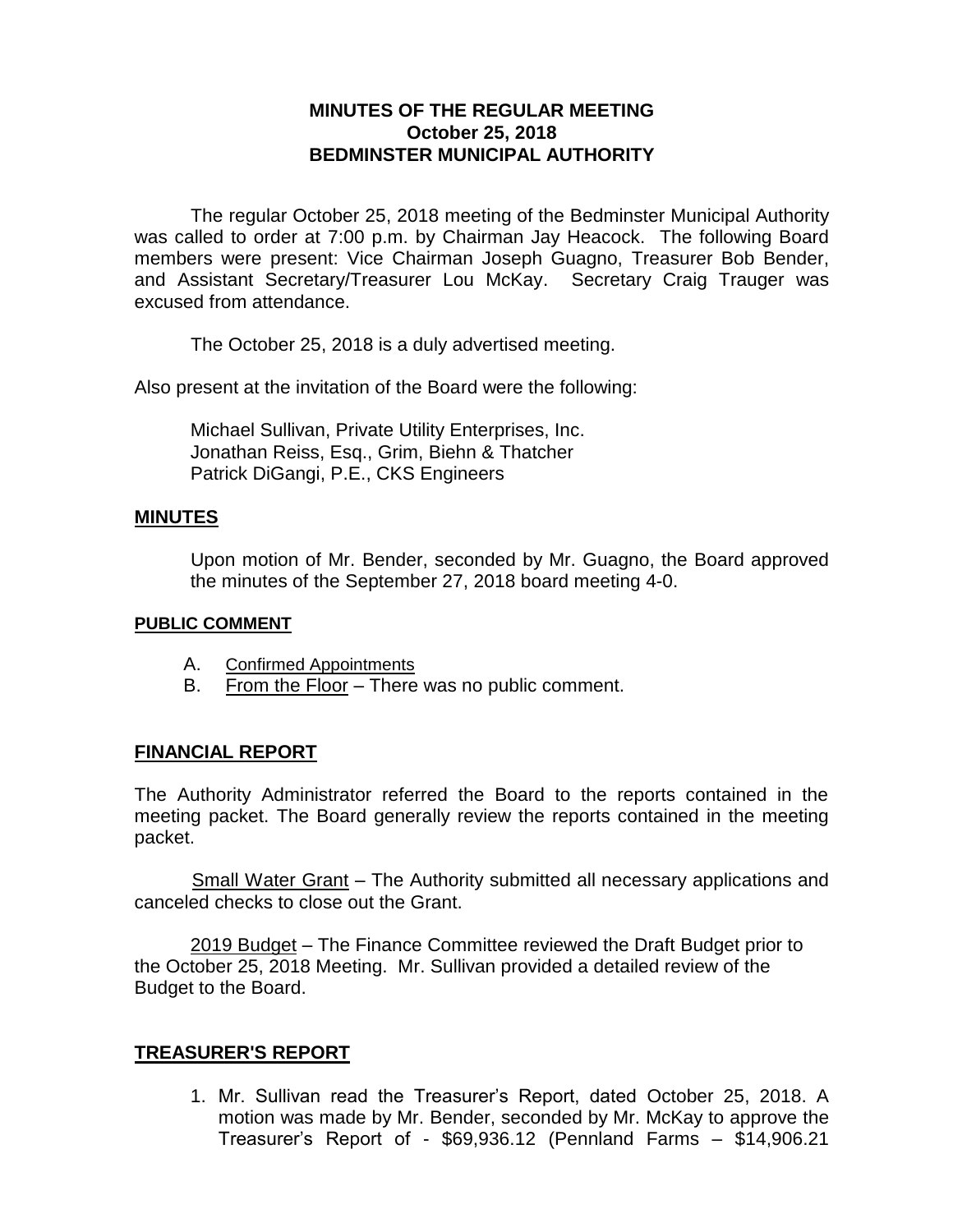# MINUTES OF THE REGULAR MEETING
## October 25, 2018
## BEDMINSTER MUNICIPAL AUTHORITY

The regular October 25, 2018 meeting of the Bedminster Municipal Authority was called to order at 7:00 p.m. by Chairman Jay Heacock. The following Board members were present: Vice Chairman Joseph Guagno, Treasurer Bob Bender, and Assistant Secretary/Treasurer Lou McKay. Secretary Craig Trauger was excused from attendance.

The October 25, 2018 is a duly advertised meeting.

Also present at the invitation of the Board were the following:

Michael Sullivan, Private Utility Enterprises, Inc.
Jonathan Reiss, Esq., Grim, Biehn & Thatcher
Patrick DiGangi, P.E., CKS Engineers

### MINUTES

Upon motion of Mr. Bender, seconded by Mr. Guagno, the Board approved the minutes of the September 27, 2018 board meeting 4-0.

### PUBLIC COMMENT

A. Confirmed Appointments
B. From the Floor – There was no public comment.

### FINANCIAL REPORT

The Authority Administrator referred the Board to the reports contained in the meeting packet. The Board generally review the reports contained in the meeting packet.

Small Water Grant – The Authority submitted all necessary applications and canceled checks to close out the Grant.

2019 Budget – The Finance Committee reviewed the Draft Budget prior to the October 25, 2018 Meeting. Mr. Sullivan provided a detailed review of the Budget to the Board.

### TREASURER'S REPORT

1. Mr. Sullivan read the Treasurer's Report, dated October 25, 2018. A motion was made by Mr. Bender, seconded by Mr. McKay to approve the Treasurer's Report of - $69,936.12 (Pennland Farms – $14,906.21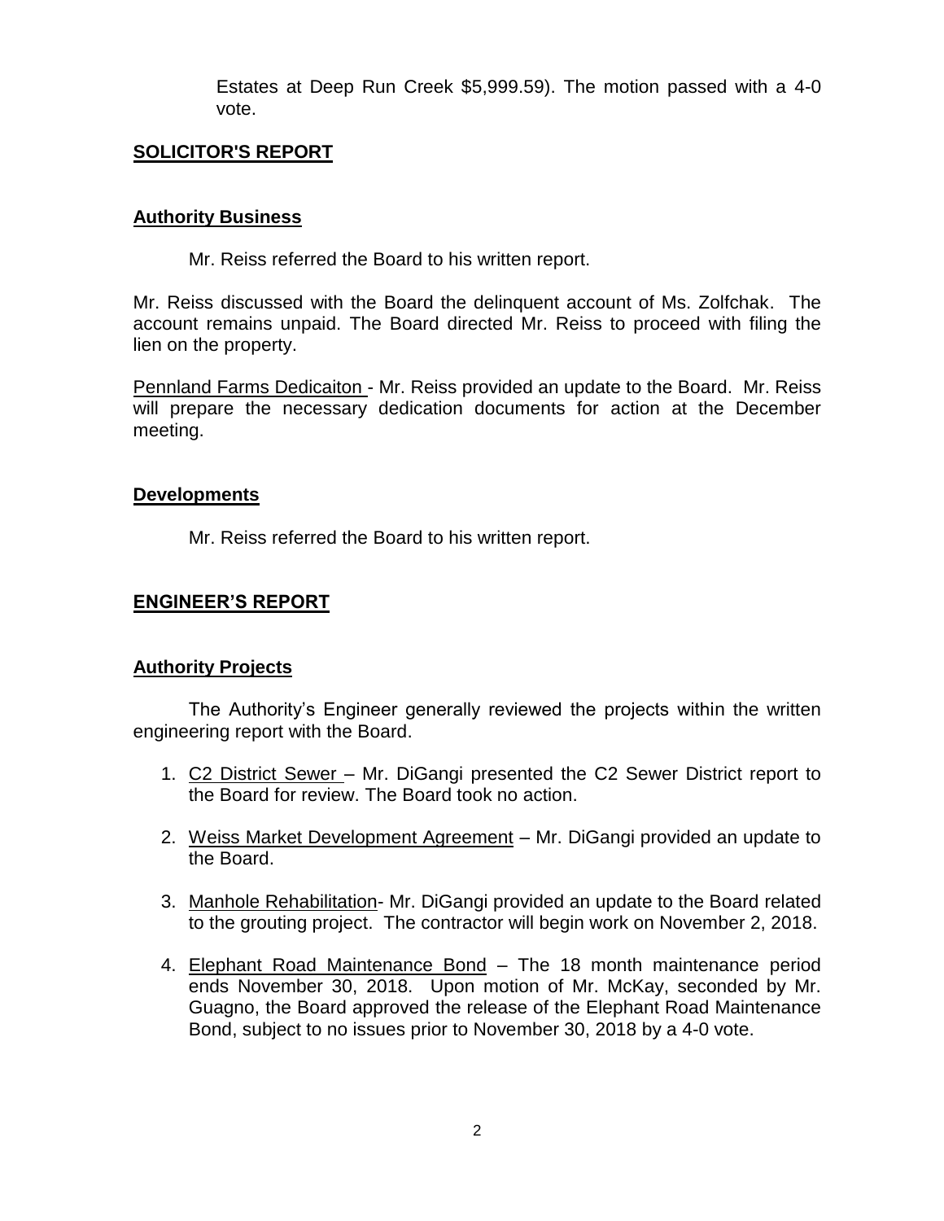Estates at Deep Run Creek $5,999.59). The motion passed with a 4-0 vote.

## SOLICITOR'S REPORT

### Authority Business

Mr. Reiss referred the Board to his written report.

Mr. Reiss discussed with the Board the delinquent account of Ms. Zolfchak. The account remains unpaid. The Board directed Mr. Reiss to proceed with filing the lien on the property.

Pennland Farms Dedicaiton - Mr. Reiss provided an update to the Board. Mr. Reiss will prepare the necessary dedication documents for action at the December meeting.

### Developments

Mr. Reiss referred the Board to his written report.

## ENGINEER'S REPORT

### Authority Projects

The Authority's Engineer generally reviewed the projects within the written engineering report with the Board.

1. C2 District Sewer – Mr. DiGangi presented the C2 Sewer District report to the Board for review. The Board took no action.

2. Weiss Market Development Agreement – Mr. DiGangi provided an update to the Board.

3. Manhole Rehabilitation- Mr. DiGangi provided an update to the Board related to the grouting project. The contractor will begin work on November 2, 2018.

4. Elephant Road Maintenance Bond – The 18 month maintenance period ends November 30, 2018. Upon motion of Mr. McKay, seconded by Mr. Guagno, the Board approved the release of the Elephant Road Maintenance Bond, subject to no issues prior to November 30, 2018 by a 4-0 vote.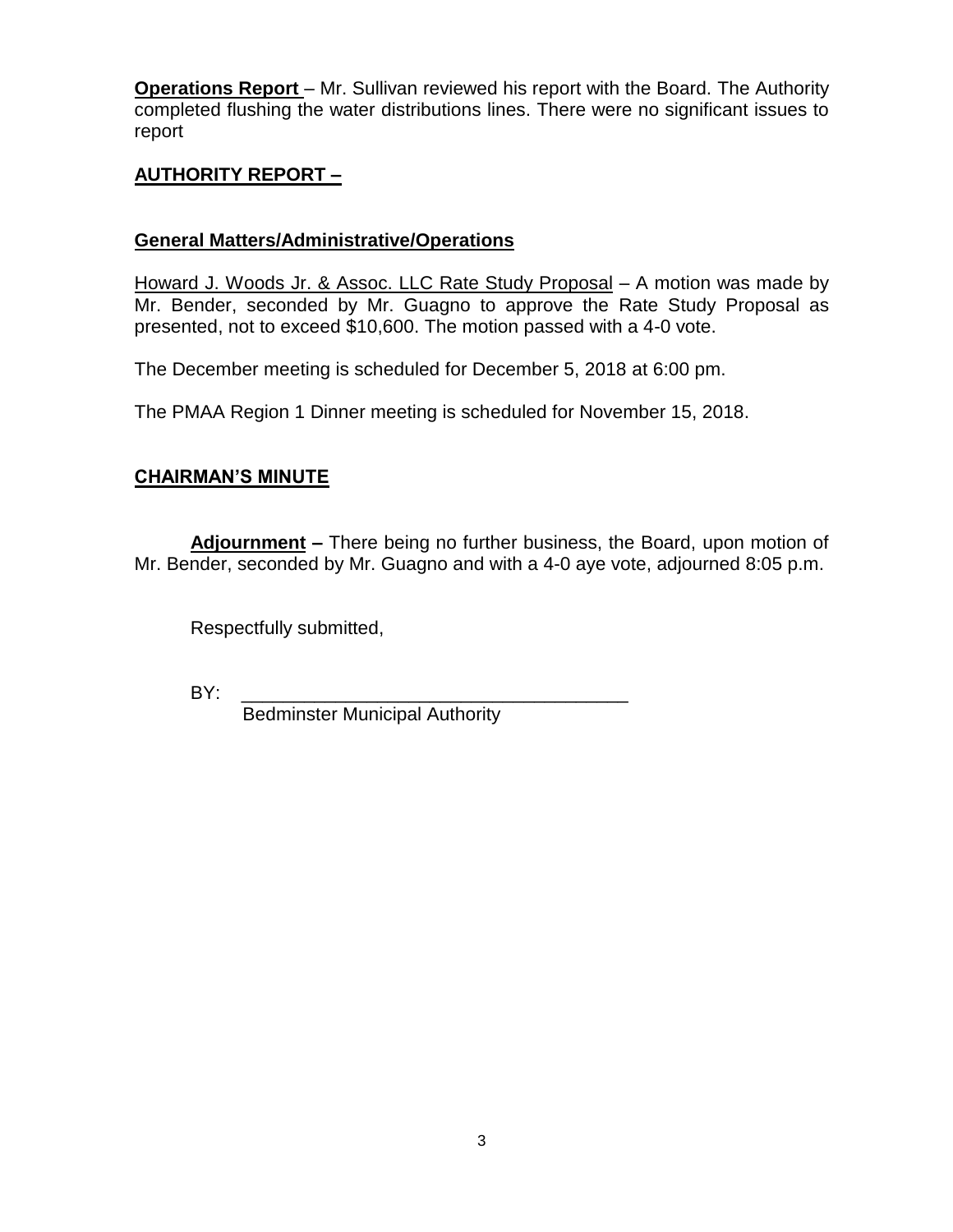**Operations Report** – Mr. Sullivan reviewed his report with the Board. The Authority completed flushing the water distributions lines. There were no significant issues to report

## AUTHORITY REPORT –

### General Matters/Administrative/Operations

Howard J. Woods Jr. & Assoc. LLC Rate Study Proposal – A motion was made by Mr. Bender, seconded by Mr. Guagno to approve the Rate Study Proposal as presented, not to exceed $10,600. The motion passed with a 4-0 vote.

The December meeting is scheduled for December 5, 2018 at 6:00 pm.

The PMAA Region 1 Dinner meeting is scheduled for November 15, 2018.

## CHAIRMAN'S MINUTE

**Adjournment –** There being no further business, the Board, upon motion of Mr. Bender, seconded by Mr. Guagno and with a 4-0 aye vote, adjourned 8:05 p.m.

Respectfully submitted,

BY: ______________________________________

Bedminster Municipal Authority